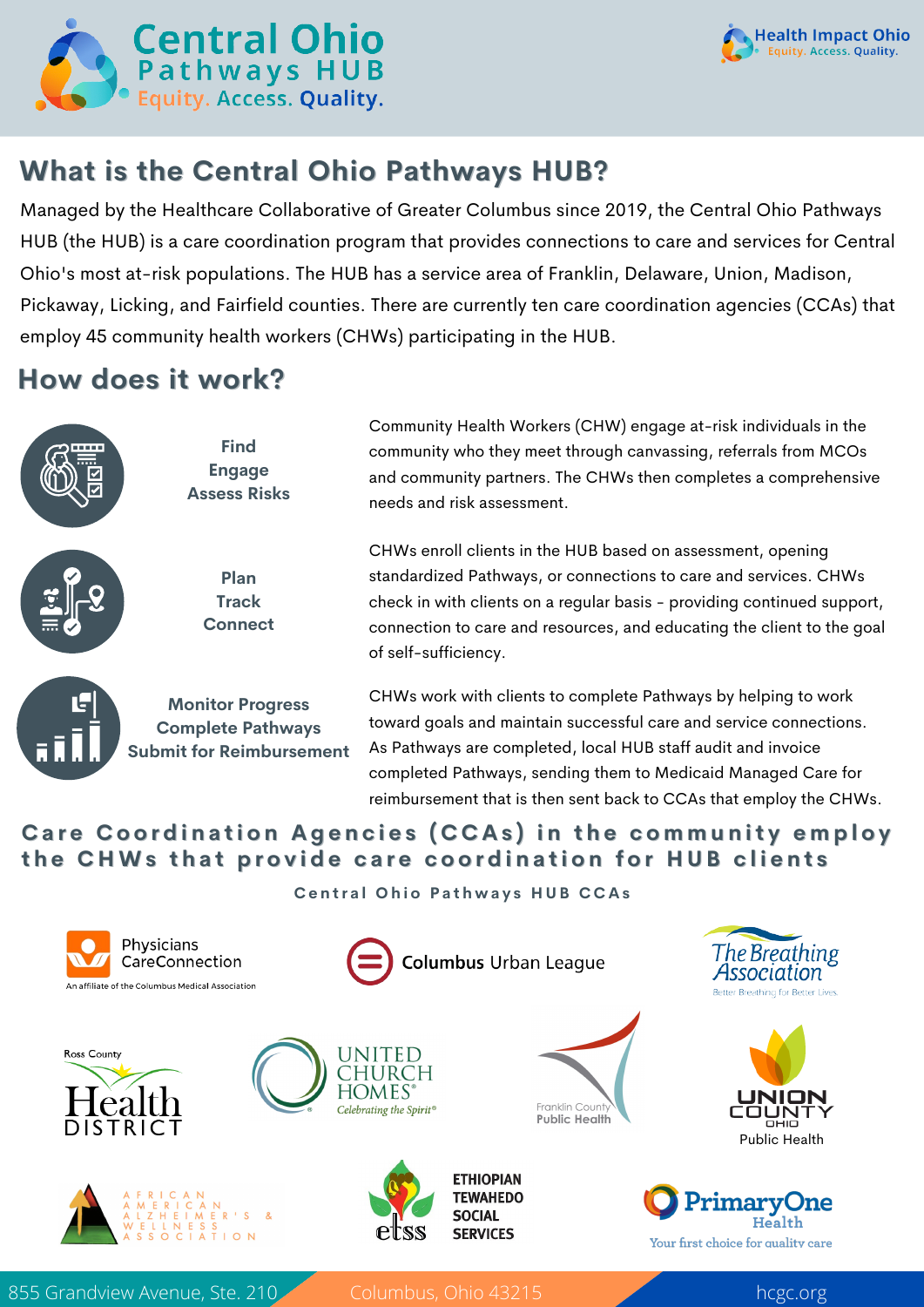# Central Ohio Pathways HUB

Equity. Access. Quality.

Health Impact Ohio
Equity. Access. Quality.

## What is the Central Ohio Pathways HUB?

Managed by the Healthcare Collaborative of Greater Columbus since 2019, the Central Ohio Pathways HUB (the HUB) is a care coordination program that provides connections to care and services for Central Ohio's most at-risk populations. The HUB has a service area of Franklin, Delaware, Union, Madison, Pickaway, Licking, and Fairfield counties. There are currently ten care coordination agencies (CCAs) that employ 45 community health workers (CHWs) participating in the HUB.

## How does it work?

**Find
Engage
Assess Risks**

Community Health Workers (CHW) engage at-risk individuals in the community who they meet through canvassing, referrals from MCOs and community partners. The CHWs then completes a comprehensive needs and risk assessment.

**Plan
Track
Connect**

CHWs enroll clients in the HUB based on assessment, opening standardized Pathways, or connections to care and services. CHWs check in with clients on a regular basis - providing continued support, connection to care and resources, and educating the client to the goal of self-sufficiency.

**Monitor Progress
Complete Pathways
Submit for Reimbursement**

CHWs work with clients to complete Pathways by helping to work toward goals and maintain successful care and service connections. As Pathways are completed, local HUB staff audit and invoice completed Pathways, sending them to Medicaid Managed Care for reimbursement that is then sent back to CCAs that employ the CHWs.

## Care Coordination Agencies (CCAs) in the community employ the CHWs that provide care coordination for HUB clients

### Central Ohio Pathways HUB CCAs

- Physicians CareConnection – An affiliate of the Columbus Medical Association
- Columbus Urban League
- The Breathing Association – Better Breathing for Better Lives
- Ross County Health District
- United Church Homes® – Celebrating the Spirit®
- Franklin County Public Health
- Union County Ohio Public Health
- African American Alzheimer's & Wellness Association
- etss – Ethiopian Tewahedo Social Services
- PrimaryOne Health – Your first choice for quality care

855 Grandview Avenue, Ste. 210 | Columbus, Ohio 43215 | hcgc.org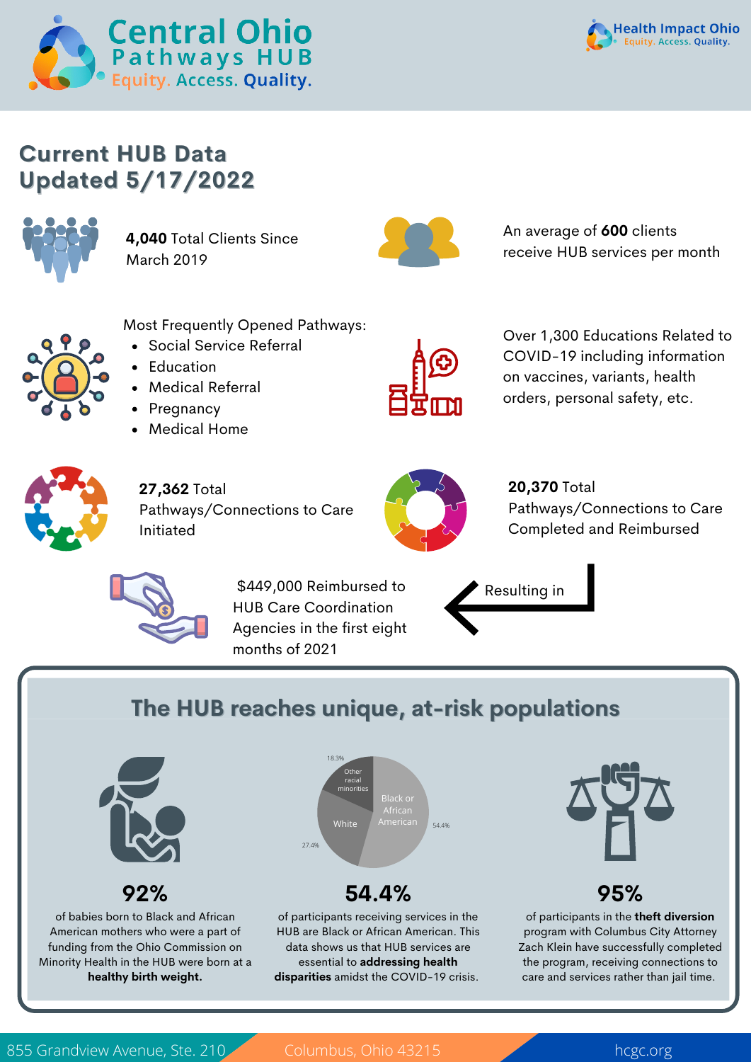# Central Ohio Pathways HUB

Equity. Access. Quality.

Health Impact Ohio
Equity. Access. Quality.

## Current HUB Data Updated 5/17/2022

**4,040** Total Clients Since March 2019

An average of **600** clients receive HUB services per month

Most Frequently Opened Pathways:

- Social Service Referral
- Education
- Medical Referral
- Pregnancy
- Medical Home

Over 1,300 Educations Related to COVID-19 including information on vaccines, variants, health orders, personal safety, etc.

**27,362** Total Pathways/Connections to Care Initiated

**20,370** Total Pathways/Connections to Care Completed and Reimbursed

Resulting in

$449,000 Reimbursed to HUB Care Coordination Agencies in the first eight months of 2021

## The HUB reaches unique, at-risk populations

18.3%
Other racial minorities
Black or African American
54.4%
White
27.4%

**92%**

of babies born to Black and African American mothers who were a part of funding from the Ohio Commission on Minority Health in the HUB were born at a **healthy birth weight.**

**54.4%**

of participants receiving services in the HUB are Black or African American. This data shows us that HUB services are essential to **addressing health disparities** amidst the COVID-19 crisis.

**95%**

of participants in the **theft diversion** program with Columbus City Attorney Zach Klein have successfully completed the program, receiving connections to care and services rather than jail time.

855 Grandview Avenue, Ste. 210 Columbus, Ohio 43215 hcgc.org